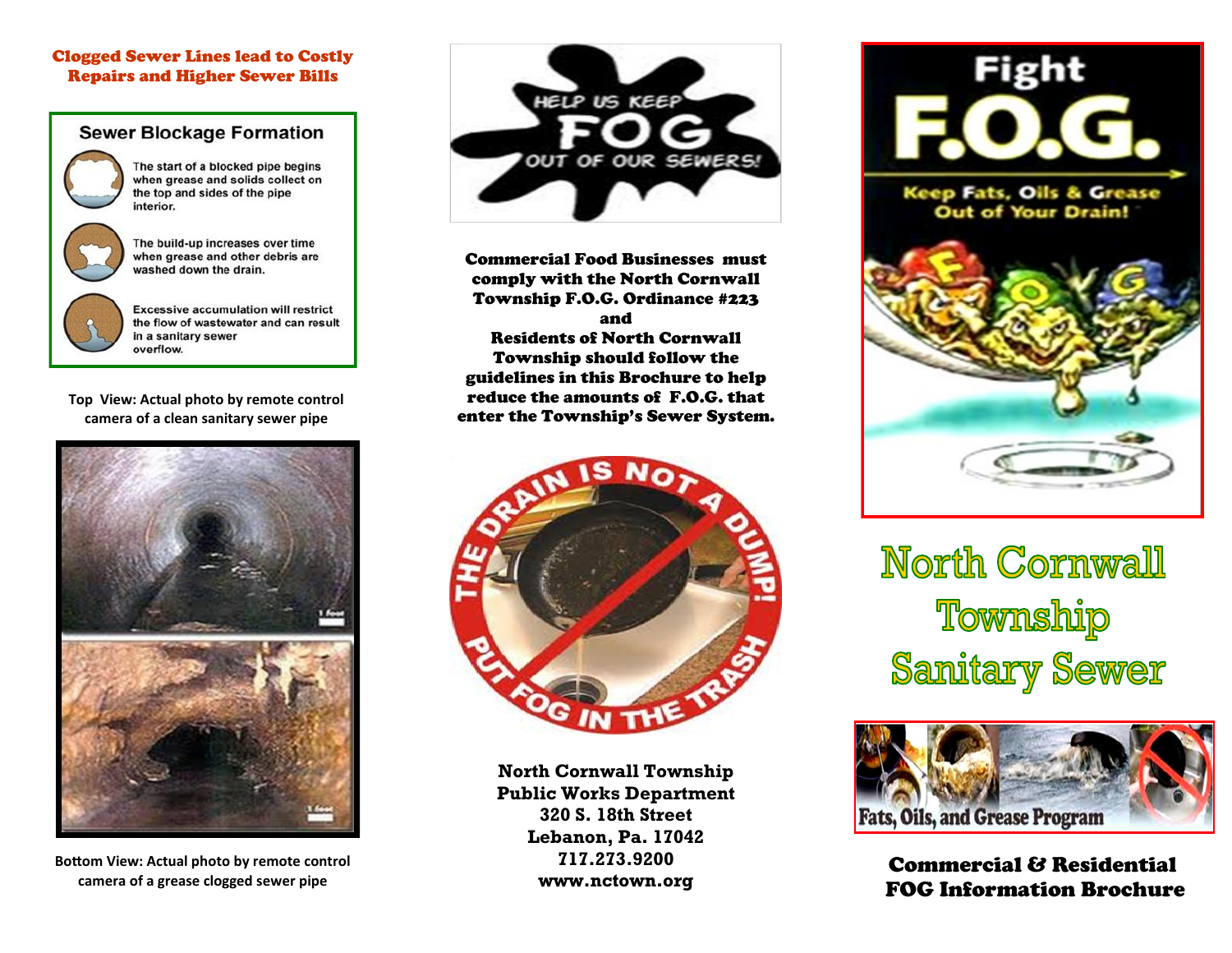## Clogged Sewer Lines lead to Costly Repairs and Higher Sewer Bills

### Sewer Blockage Formation

The start of a blocked pipe begins when grease and solids collect on the top and sides of the pipe interior.

The build-up increases over time when grease and other debris are washed down the drain.

Excessive accumulation will restrict the flow of wastewater and can result in a sanitary sewer overflow.

Top View: Actual photo by remote control camera of a clean sanitary sewer pipe

Bottom View: Actual photo by remote control camera of a grease clogged sewer pipe

HELP US KEEP FOG OUT OF OUR SEWERS!

**Commercial Food Businesses must comply with the North Cornwall Township F.O.G. Ordinance #223 and Residents of North Cornwall Township should follow the guidelines in this Brochure to help reduce the amounts of F.O.G. that enter the Township's Sewer System.**

THE DRAIN IS NOT A DUMP! PUT FOG IN THE TRASH

**North Cornwall Township**
**Public Works Department**
**320 S. 18th Street**
**Lebanon, Pa. 17042**
**717.273.9200**
**www.nctown.org**

Fight F.O.G.
Keep Fats, Oils & Grease Out of Your Drain!

# North Cornwall Township Sanitary Sewer

Fats, Oils, and Grease Program

## Commercial & Residential FOG Information Brochure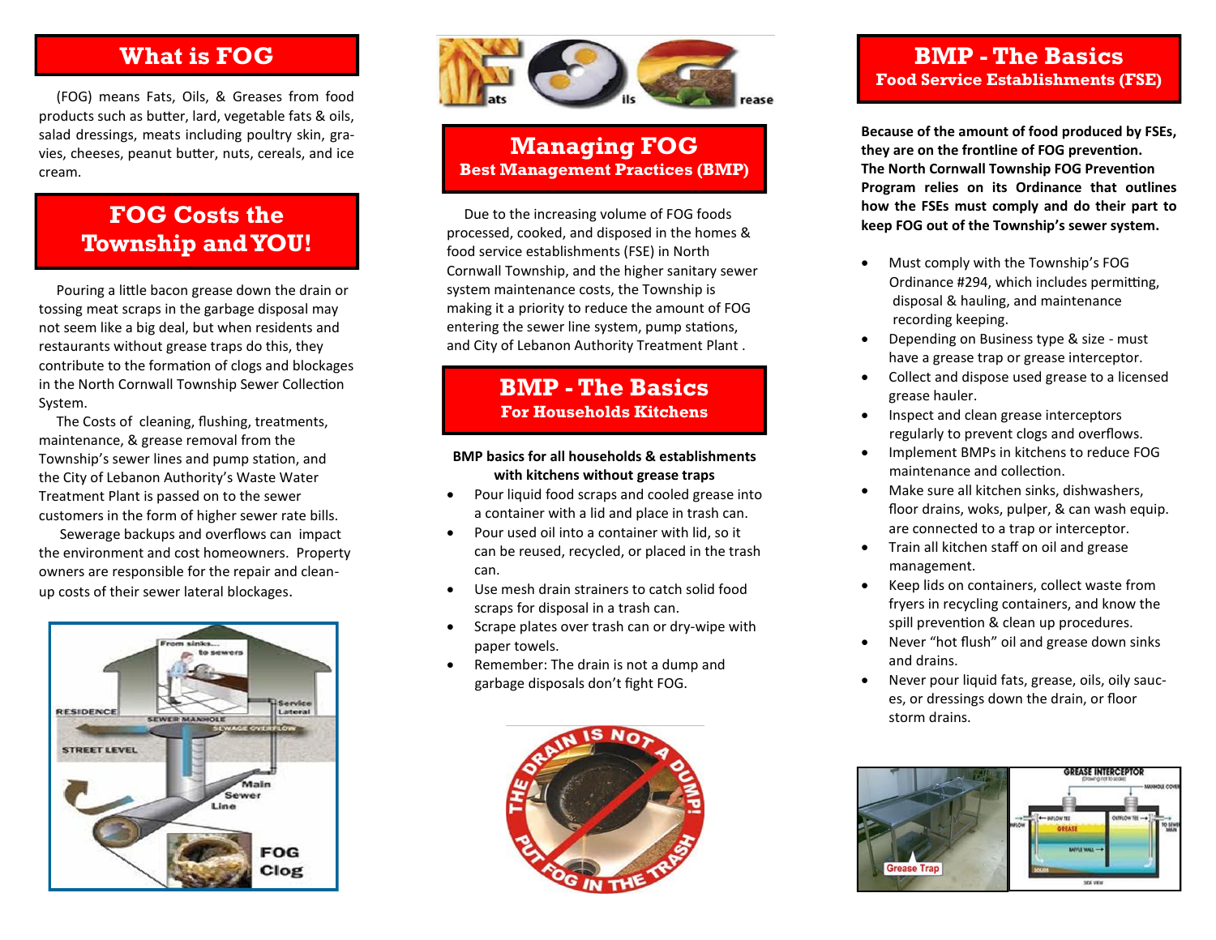## What is FOG

(FOG) means Fats, Oils, & Greases from food products such as butter, lard, vegetable fats & oils, salad dressings, meats including poultry skin, gravies, cheeses, peanut butter, nuts, cereals, and ice cream.

## FOG Costs the Township and YOU!

Pouring a little bacon grease down the drain or tossing meat scraps in the garbage disposal may not seem like a big deal, but when residents and restaurants without grease traps do this, they contribute to the formation of clogs and blockages in the North Cornwall Township Sewer Collection System.

The Costs of cleaning, flushing, treatments, maintenance, & grease removal from the Township's sewer lines and pump station, and the City of Lebanon Authority's Waste Water Treatment Plant is passed on to the sewer customers in the form of higher sewer rate bills.

Sewerage backups and overflows can impact the environment and cost homeowners. Property owners are responsible for the repair and clean-up costs of their sewer lateral blockages.

From sinks... to sewers

RESIDENCE

SEWER MANHOLE

Service Lateral

SEWAGE OVERFLOW

STREET LEVEL

Main Sewer Line

FOG Clog

Fats Oils Grease

## Managing FOG
### Best Management Practices (BMP)

Due to the increasing volume of FOG foods processed, cooked, and disposed in the homes & food service establishments (FSE) in North Cornwall Township, and the higher sanitary sewer system maintenance costs, the Township is making it a priority to reduce the amount of FOG entering the sewer line system, pump stations, and City of Lebanon Authority Treatment Plant .

## BMP - The Basics
### For Households Kitchens

**BMP basics for all households & establishments with kitchens without grease traps**

- Pour liquid food scraps and cooled grease into a container with a lid and place in trash can.
- Pour used oil into a container with lid, so it can be reused, recycled, or placed in the trash can.
- Use mesh drain strainers to catch solid food scraps for disposal in a trash can.
- Scrape plates over trash can or dry-wipe with paper towels.
- Remember: The drain is not a dump and garbage disposals don't fight FOG.

THE DRAIN IS NOT A DUMP! PUT FOG IN THE TRASH

## BMP - The Basics
### Food Service Establishments (FSE)

**Because of the amount of food produced by FSEs, they are on the frontline of FOG prevention. The North Cornwall Township FOG Prevention Program relies on its Ordinance that outlines how the FSEs must comply and do their part to keep FOG out of the Township's sewer system.**

- Must comply with the Township's FOG Ordinance #294, which includes permitting, disposal & hauling, and maintenance recording keeping.
- Depending on Business type & size - must have a grease trap or grease interceptor.
- Collect and dispose used grease to a licensed grease hauler.
- Inspect and clean grease interceptors regularly to prevent clogs and overflows.
- Implement BMPs in kitchens to reduce FOG maintenance and collection.
- Make sure all kitchen sinks, dishwashers, floor drains, woks, pulper, & can wash equip. are connected to a trap or interceptor.
- Train all kitchen staff on oil and grease management.
- Keep lids on containers, collect waste from fryers in recycling containers, and know the spill prevention & clean up procedures.
- Never "hot flush" oil and grease down sinks and drains.
- Never pour liquid fats, grease, oils, oily sauces, or dressings down the drain, or floor storm drains.

Grease Trap

GREASE INTERCEPTOR